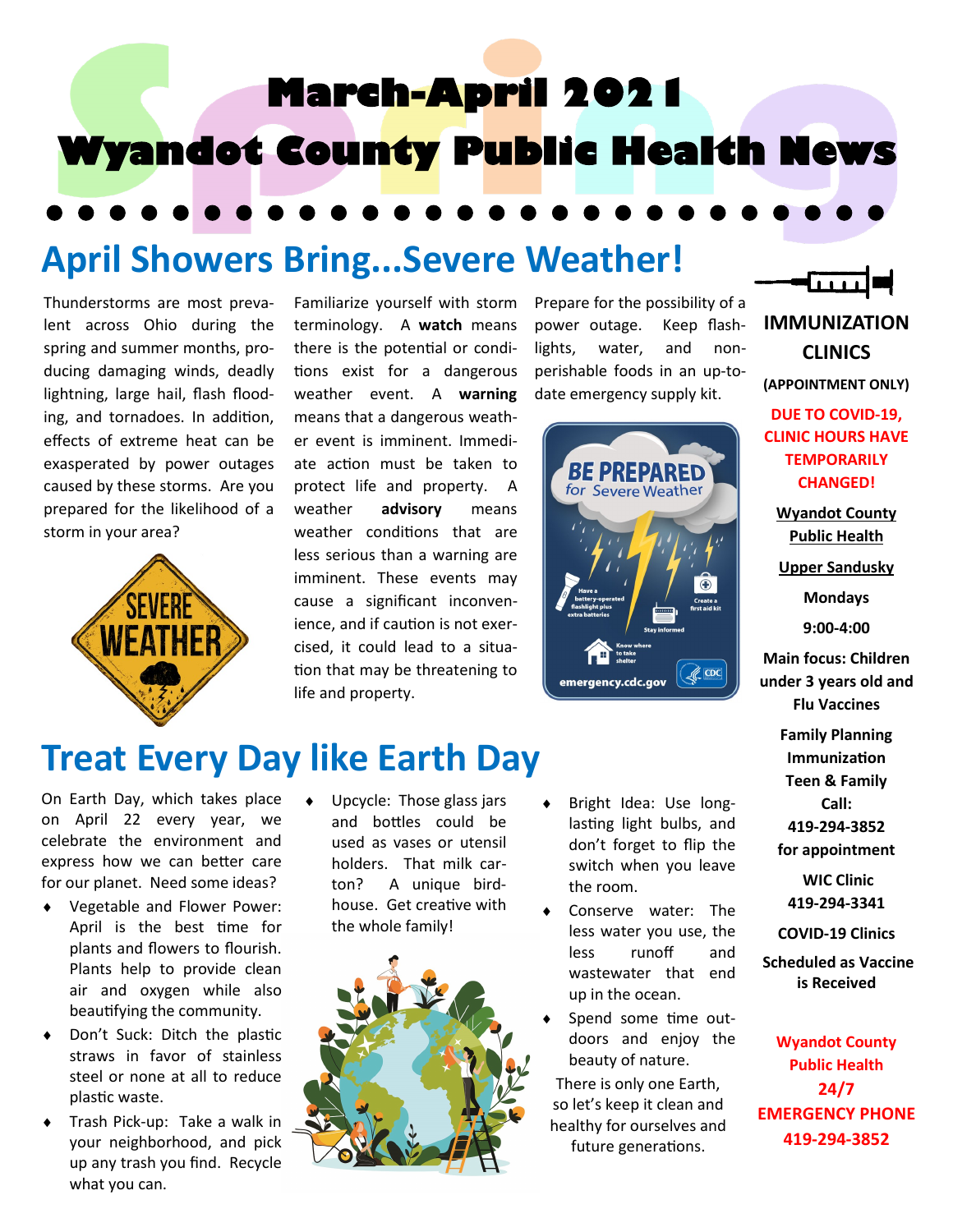# March-April 2021
# Wyandot County Public Health News

## April Showers Bring...Severe Weather!

Thunderstorms are most prevalent across Ohio during the spring and summer months, producing damaging winds, deadly lightning, large hail, flash flooding, and tornadoes. In addition, effects of extreme heat can be exasperated by power outages caused by these storms. Are you prepared for the likelihood of a storm in your area?

Familiarize yourself with storm terminology. A **watch** means there is the potential or conditions exist for a dangerous weather event. A **warning** means that a dangerous weather event is imminent. Immediate action must be taken to protect life and property. A weather **advisory** means weather conditions that are less serious than a warning are imminent. These events may cause a significant inconvenience, and if caution is not exercised, it could lead to a situation that may be threatening to life and property.

Prepare for the possibility of a power outage. Keep flashlights, water, and non-perishable foods in an up-to-date emergency supply kit.

## Treat Every Day like Earth Day

On Earth Day, which takes place on April 22 every year, we celebrate the environment and express how we can better care for our planet. Need some ideas?

- Vegetable and Flower Power: April is the best time for plants and flowers to flourish. Plants help to provide clean air and oxygen while also beautifying the community.
- Don't Suck: Ditch the plastic straws in favor of stainless steel or none at all to reduce plastic waste.
- Trash Pick-up: Take a walk in your neighborhood, and pick up any trash you find. Recycle what you can.
- Upcycle: Those glass jars and bottles could be used as vases or utensil holders. That milk carton? A unique birdhouse. Get creative with the whole family!
- Bright Idea: Use long-lasting light bulbs, and don't forget to flip the switch when you leave the room.
- Conserve water: The less water you use, the less runoff and wastewater that end up in the ocean.
- Spend some time outdoors and enjoy the beauty of nature.

There is only one Earth, so let's keep it clean and healthy for ourselves and future generations.

## IMMUNIZATION CLINICS

**(APPOINTMENT ONLY)**

**DUE TO COVID-19, CLINIC HOURS HAVE TEMPORARILY CHANGED!**

**Wyandot County Public Health**

**Upper Sandusky**

**Mondays**

**9:00-4:00**

**Main focus: Children under 3 years old and Flu Vaccines**

**Family Planning**

**Immunization**

**Teen & Family**

**Call:**

**419-294-3852**

**for appointment**

**WIC Clinic**

**419-294-3341**

**COVID-19 Clinics**

**Scheduled as Vaccine is Received**

**Wyandot County Public Health**

**24/7**

**EMERGENCY PHONE**

**419-294-3852**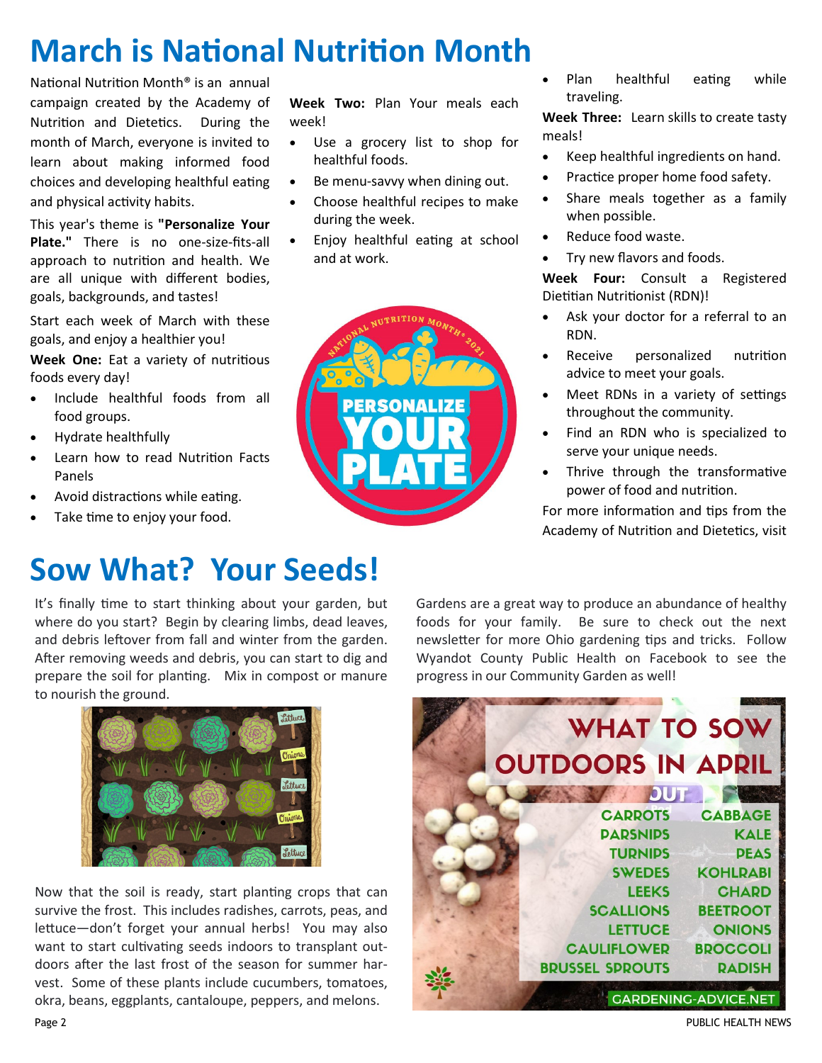# March is National Nutrition Month

National Nutrition Month® is an annual campaign created by the Academy of Nutrition and Dietetics. During the month of March, everyone is invited to learn about making informed food choices and developing healthful eating and physical activity habits.

This year's theme is **"Personalize Your Plate."** There is no one-size-fits-all approach to nutrition and health. We are all unique with different bodies, goals, backgrounds, and tastes!

Start each week of March with these goals, and enjoy a healthier you!

**Week One:** Eat a variety of nutritious foods every day!

- Include healthful foods from all food groups.
- Hydrate healthfully
- Learn how to read Nutrition Facts Panels
- Avoid distractions while eating.
- Take time to enjoy your food.

**Week Two:** Plan Your meals each week!

- Use a grocery list to shop for healthful foods.
- Be menu-savvy when dining out.
- Choose healthful recipes to make during the week.
- Enjoy healthful eating at school and at work.
- Plan healthful eating while traveling.

**Week Three:** Learn skills to create tasty meals!

- Keep healthful ingredients on hand.
- Practice proper home food safety.
- Share meals together as a family when possible.
- Reduce food waste.
- Try new flavors and foods.

**Week Four:** Consult a Registered Dietitian Nutritionist (RDN)!

- Ask your doctor for a referral to an RDN.
- Receive personalized nutrition advice to meet your goals.
- Meet RDNs in a variety of settings throughout the community.
- Find an RDN who is specialized to serve your unique needs.
- Thrive through the transformative power of food and nutrition.

For more information and tips from the Academy of Nutrition and Dietetics, visit

# Sow What? Your Seeds!

It's finally time to start thinking about your garden, but where do you start? Begin by clearing limbs, dead leaves, and debris leftover from fall and winter from the garden. After removing weeds and debris, you can start to dig and prepare the soil for planting. Mix in compost or manure to nourish the ground.

Now that the soil is ready, start planting crops that can survive the frost. This includes radishes, carrots, peas, and lettuce—don't forget your annual herbs! You may also want to start cultivating seeds indoors to transplant outdoors after the last frost of the season for summer harvest. Some of these plants include cucumbers, tomatoes, okra, beans, eggplants, cantaloupe, peppers, and melons.

Gardens are a great way to produce an abundance of healthy foods for your family. Be sure to check out the next newsletter for more Ohio gardening tips and tricks. Follow Wyandot County Public Health on Facebook to see the progress in our Community Garden as well!